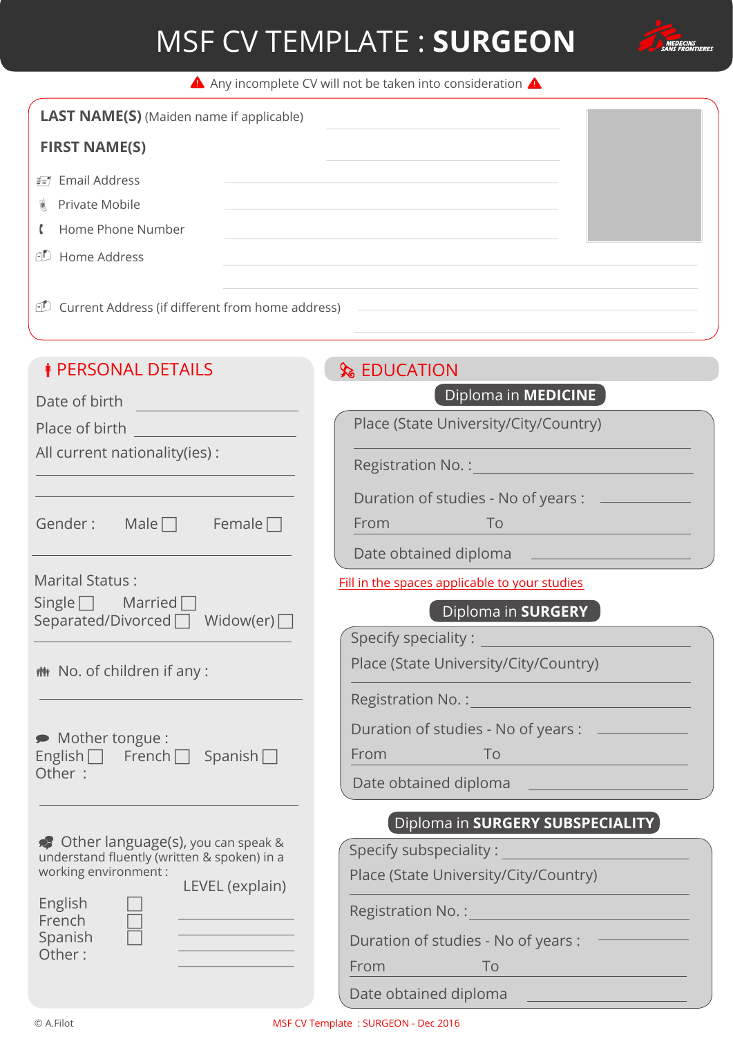# MSF CV TEMPLATE : **SURGEON**

⚠ Any incomplete CV will not be taken into consideration ⚠

**LAST NAME(S)** (Maiden name if applicable) ____________________

**FIRST NAME(S)** ____________________

Email Address ____________________

Private Mobile ____________________

Home Phone Number ____________________

Home Address ____________________

____________________

Current Address (if different from home address) ____________________

____________________

## PERSONAL DETAILS

Date of birth ____________________

Place of birth ____________________

All current nationality(ies) :

____________________

____________________

Gender : Male ☐ Female ☐

Marital Status :

Single ☐ Married ☐

Separated/Divorced ☐ Widow(er) ☐

No. of children if any :

____________________

Mother tongue :

English ☐ French ☐ Spanish ☐

Other :

____________________

Other language(s), you can speak & understand fluently (written & spoken) in a working environment :

| | | LEVEL (explain) |
|---|---|---|
| English | ☐ | |
| French | ☐ | |
| Spanish | ☐ | |
| Other : | | |

## EDUCATION

### Diploma in **MEDICINE**

Place (State University/City/Country)

____________________

Registration No. : ____________________

Duration of studies - No of years : ____________________

From To ____________________

Date obtained diploma ____________________

Fill in the spaces applicable to your studies

### Diploma in **SURGERY**

Specify speciality : ____________________

Place (State University/City/Country)

____________________

Registration No. : ____________________

Duration of studies - No of years : ____________________

From To ____________________

Date obtained diploma ____________________

### Diploma in **SURGERY SUBSPECIALITY**

Specify subspeciality : ____________________

Place (State University/City/Country)

____________________

Registration No. : ____________________

Duration of studies - No of years : ____________________

From To ____________________

Date obtained diploma ____________________

© A.Filot

MSF CV Template : SURGEON - Dec 2016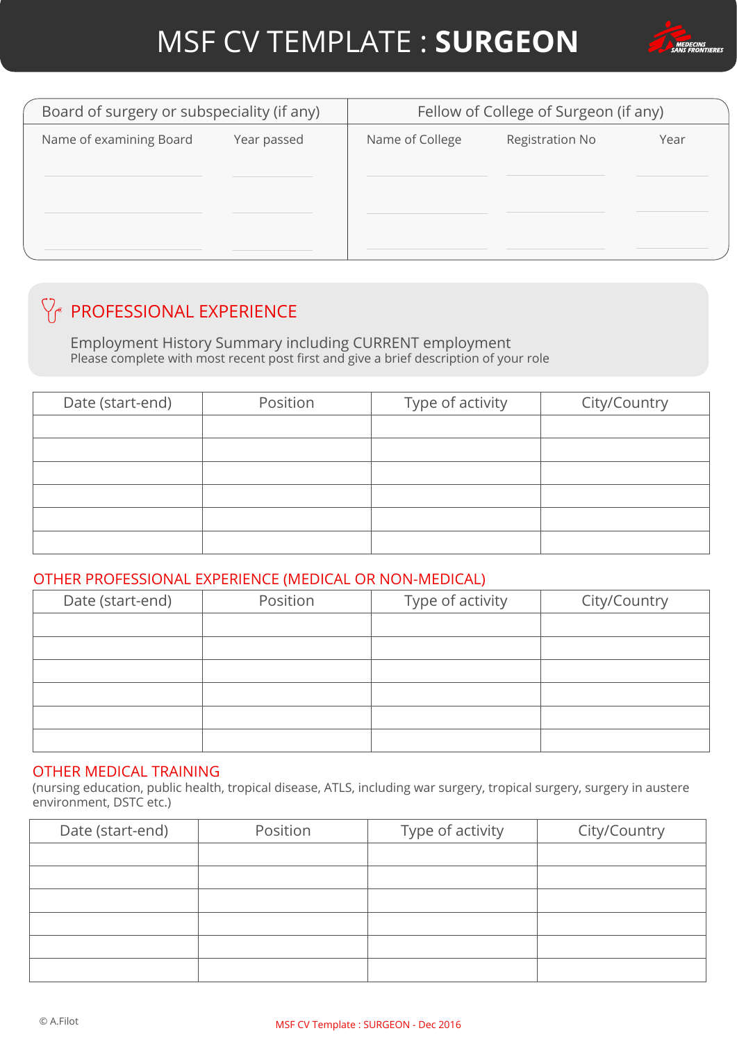# MSF CV TEMPLATE : **SURGEON**

| Board of surgery or subspeciality (if any) | | Fellow of College of Surgeon (if any) | | |
|---|---|---|---|---|
| Name of examining Board | Year passed | Name of College | Registration No | Year |
| | | | | |
| | | | | |
| | | | | |

## PROFESSIONAL EXPERIENCE

Employment History Summary including CURRENT employment

Please complete with most recent post first and give a brief description of your role

| Date (start-end) | Position | Type of activity | City/Country |
|---|---|---|---|
| | | | |
| | | | |
| | | | |
| | | | |
| | | | |
| | | | |

### OTHER PROFESSIONAL EXPERIENCE (MEDICAL OR NON-MEDICAL)

| Date (start-end) | Position | Type of activity | City/Country |
|---|---|---|---|
| | | | |
| | | | |
| | | | |
| | | | |
| | | | |
| | | | |

### OTHER MEDICAL TRAINING

(nursing education, public health, tropical disease, ATLS, including war surgery, tropical surgery, surgery in austere environment, DSTC etc.)

| Date (start-end) | Position | Type of activity | City/Country |
|---|---|---|---|
| | | | |
| | | | |
| | | | |
| | | | |
| | | | |
| | | | |

© A.Filot

MSF CV Template : SURGEON - Dec 2016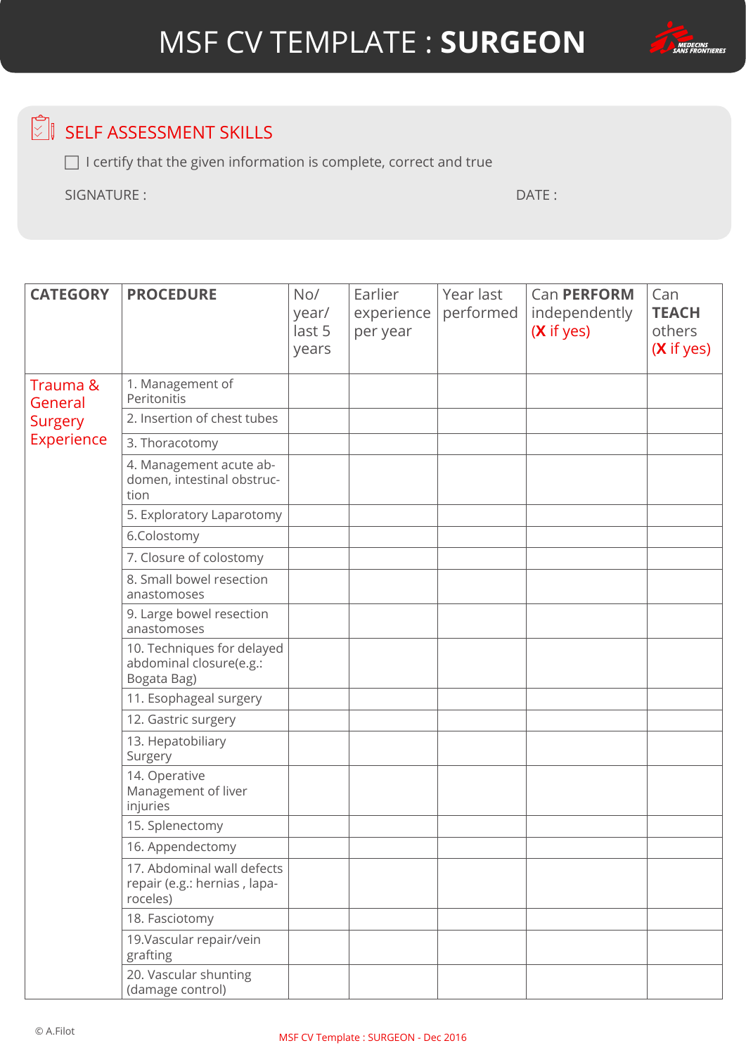# MSF CV TEMPLATE : **SURGEON**

## SELF ASSESSMENT SKILLS

☐ I certify that the given information is complete, correct and true

SIGNATURE :

DATE :

| **CATEGORY** | **PROCEDURE** | No/ year/ last 5 years | Earlier experience per year | Year last performed | Can **PERFORM** independently (**X** if yes) | Can **TEACH** others (**X** if yes) |
|---|---|---|---|---|---|---|
| Trauma & General Surgery Experience | 1. Management of Peritonitis | | | | | |
| | 2. Insertion of chest tubes | | | | | |
| | 3. Thoracotomy | | | | | |
| | 4. Management acute abdomen, intestinal obstruction | | | | | |
| | 5. Exploratory Laparotomy | | | | | |
| | 6.Colostomy | | | | | |
| | 7. Closure of colostomy | | | | | |
| | 8. Small bowel resection anastomoses | | | | | |
| | 9. Large bowel resection anastomoses | | | | | |
| | 10. Techniques for delayed abdominal closure(e.g.: Bogata Bag) | | | | | |
| | 11. Esophageal surgery | | | | | |
| | 12. Gastric surgery | | | | | |
| | 13. Hepatobiliary Surgery | | | | | |
| | 14. Operative Management of liver injuries | | | | | |
| | 15. Splenectomy | | | | | |
| | 16. Appendectomy | | | | | |
| | 17. Abdominal wall defects repair (e.g.: hernias , laparoceles) | | | | | |
| | 18. Fasciotomy | | | | | |
| | 19.Vascular repair/vein grafting | | | | | |
| | 20. Vascular shunting (damage control) | | | | | |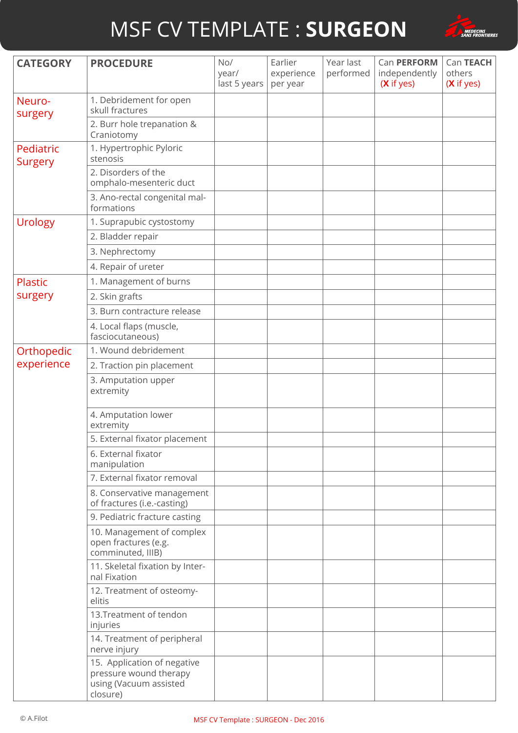# MSF CV TEMPLATE : **SURGEON**

| CATEGORY | PROCEDURE | No/ year/ last 5 years | Earlier experience per year | Year last performed | Can **PERFORM** independently (**X** if yes) | Can **TEACH** others (**X** if yes) |
|---|---|---|---|---|---|---|
| Neuro-surgery | 1. Debridement for open skull fractures | | | | | |
| | 2. Burr hole trepanation & Craniotomy | | | | | |
| Pediatric Surgery | 1. Hypertrophic Pyloric stenosis | | | | | |
| | 2. Disorders of the omphalo-mesenteric duct | | | | | |
| | 3. Ano-rectal congenital mal-formations | | | | | |
| Urology | 1. Suprapubic cystostomy | | | | | |
| | 2. Bladder repair | | | | | |
| | 3. Nephrectomy | | | | | |
| | 4. Repair of ureter | | | | | |
| Plastic surgery | 1. Management of burns | | | | | |
| | 2. Skin grafts | | | | | |
| | 3. Burn contracture release | | | | | |
| | 4. Local flaps (muscle, fasciocutaneous) | | | | | |
| Orthopedic experience | 1. Wound debridement | | | | | |
| | 2. Traction pin placement | | | | | |
| | 3. Amputation upper extremity | | | | | |
| | 4. Amputation lower extremity | | | | | |
| | 5. External fixator placement | | | | | |
| | 6. External fixator manipulation | | | | | |
| | 7. External fixator removal | | | | | |
| | 8. Conservative management of fractures (i.e.-casting) | | | | | |
| | 9. Pediatric fracture casting | | | | | |
| | 10. Management of complex open fractures (e.g. comminuted, IIIB) | | | | | |
| | 11. Skeletal fixation by Inter-nal Fixation | | | | | |
| | 12. Treatment of osteomy-elitis | | | | | |
| | 13.Treatment of tendon injuries | | | | | |
| | 14. Treatment of peripheral nerve injury | | | | | |
| | 15. Application of negative pressure wound therapy using (Vacuum assisted closure) | | | | | |

© A.Filot

MSF CV Template : SURGEON - Dec 2016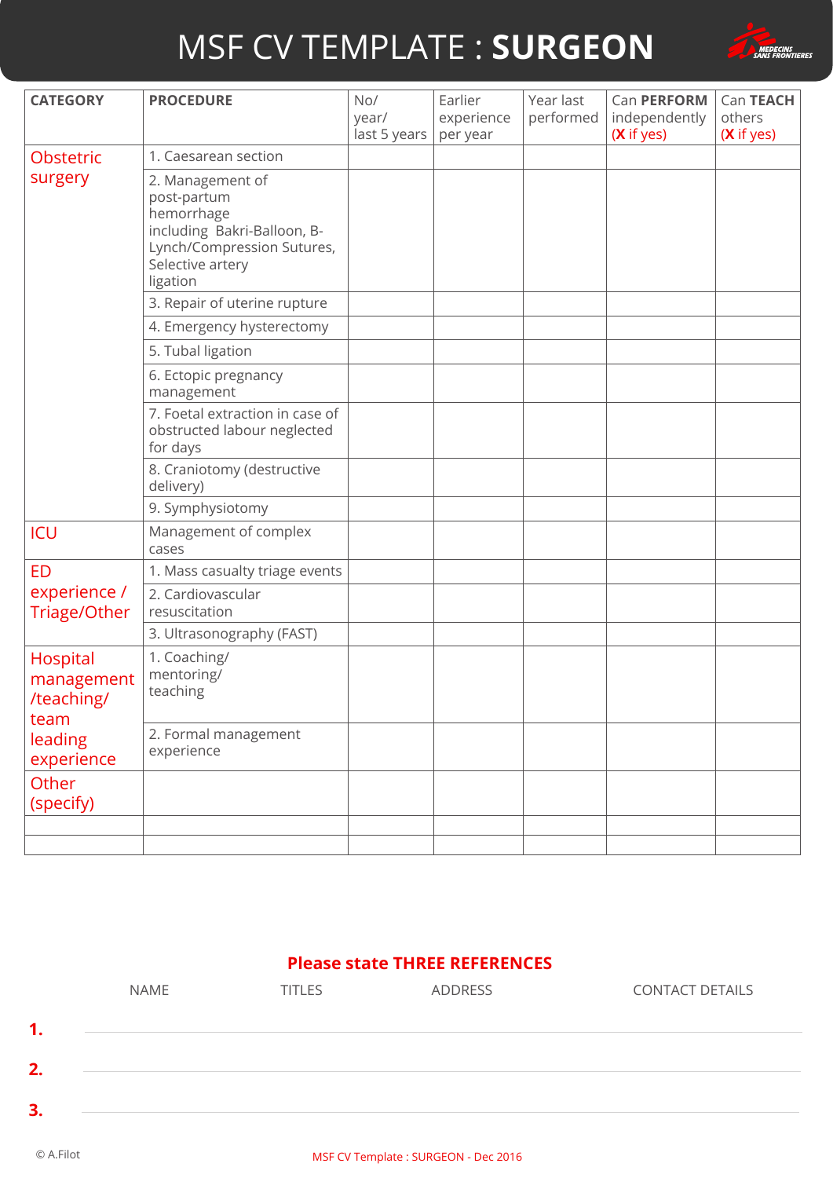# MSF CV TEMPLATE : **SURGEON**

| CATEGORY | PROCEDURE | No/ year/ last 5 years | Earlier experience per year | Year last performed | Can **PERFORM** independently (**X** if yes) | Can **TEACH** others (**X** if yes) |
|---|---|---|---|---|---|---|
| Obstetric surgery | 1. Caesarean section | | | | | |
| | 2. Management of post-partum hemorrhage including Bakri-Balloon, B-Lynch/Compression Sutures, Selective artery ligation | | | | | |
| | 3. Repair of uterine rupture | | | | | |
| | 4. Emergency hysterectomy | | | | | |
| | 5. Tubal ligation | | | | | |
| | 6. Ectopic pregnancy management | | | | | |
| | 7. Foetal extraction in case of obstructed labour neglected for days | | | | | |
| | 8. Craniotomy (destructive delivery) | | | | | |
| | 9. Symphysiotomy | | | | | |
| ICU | Management of complex cases | | | | | |
| ED experience / Triage/Other | 1. Mass casualty triage events | | | | | |
| | 2. Cardiovascular resuscitation | | | | | |
| | 3. Ultrasonography (FAST) | | | | | |
| Hospital management /teaching/ team leading experience | 1. Coaching/ mentoring/ teaching | | | | | |
| | 2. Formal management experience | | | | | |
| Other (specify) | | | | | | |
| | | | | | | |
| | | | | | | |

**Please state THREE REFERENCES**

| | NAME | TITLES | ADDRESS | CONTACT DETAILS |
|---|---|---|---|---|
| **1.** | | | | |
| **2.** | | | | |
| **3.** | | | | |

© A.Filot

MSF CV Template : SURGEON - Dec 2016